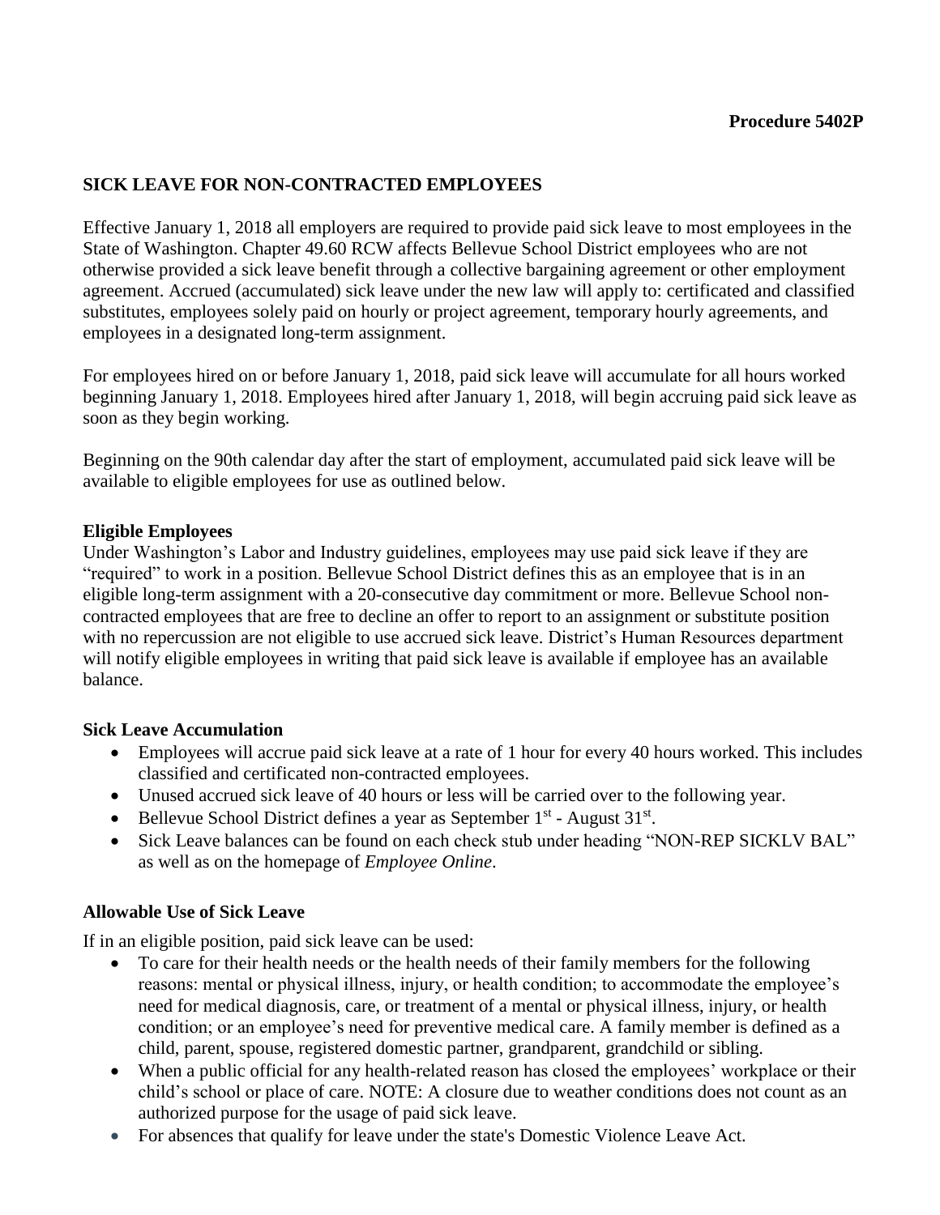**Procedure 5402P**

## SICK LEAVE FOR NON-CONTRACTED EMPLOYEES

Effective January 1, 2018 all employers are required to provide paid sick leave to most employees in the State of Washington. Chapter 49.60 RCW affects Bellevue School District employees who are not otherwise provided a sick leave benefit through a collective bargaining agreement or other employment agreement. Accrued (accumulated) sick leave under the new law will apply to: certificated and classified substitutes, employees solely paid on hourly or project agreement, temporary hourly agreements, and employees in a designated long-term assignment.

For employees hired on or before January 1, 2018, paid sick leave will accumulate for all hours worked beginning January 1, 2018. Employees hired after January 1, 2018, will begin accruing paid sick leave as soon as they begin working.

Beginning on the 90th calendar day after the start of employment, accumulated paid sick leave will be available to eligible employees for use as outlined below.

### Eligible Employees

Under Washington's Labor and Industry guidelines, employees may use paid sick leave if they are "required" to work in a position. Bellevue School District defines this as an employee that is in an eligible long-term assignment with a 20-consecutive day commitment or more. Bellevue School non-contracted employees that are free to decline an offer to report to an assignment or substitute position with no repercussion are not eligible to use accrued sick leave. District's Human Resources department will notify eligible employees in writing that paid sick leave is available if employee has an available balance.

### Sick Leave Accumulation

- Employees will accrue paid sick leave at a rate of 1 hour for every 40 hours worked. This includes classified and certificated non-contracted employees.
- Unused accrued sick leave of 40 hours or less will be carried over to the following year.
- Bellevue School District defines a year as September 1st - August 31st.
- Sick Leave balances can be found on each check stub under heading "NON-REP SICKLV BAL" as well as on the homepage of *Employee Online*.

### Allowable Use of Sick Leave

If in an eligible position, paid sick leave can be used:

- To care for their health needs or the health needs of their family members for the following reasons: mental or physical illness, injury, or health condition; to accommodate the employee's need for medical diagnosis, care, or treatment of a mental or physical illness, injury, or health condition; or an employee's need for preventive medical care. A family member is defined as a child, parent, spouse, registered domestic partner, grandparent, grandchild or sibling.
- When a public official for any health-related reason has closed the employees' workplace or their child's school or place of care. NOTE: A closure due to weather conditions does not count as an authorized purpose for the usage of paid sick leave.
- For absences that qualify for leave under the state's Domestic Violence Leave Act.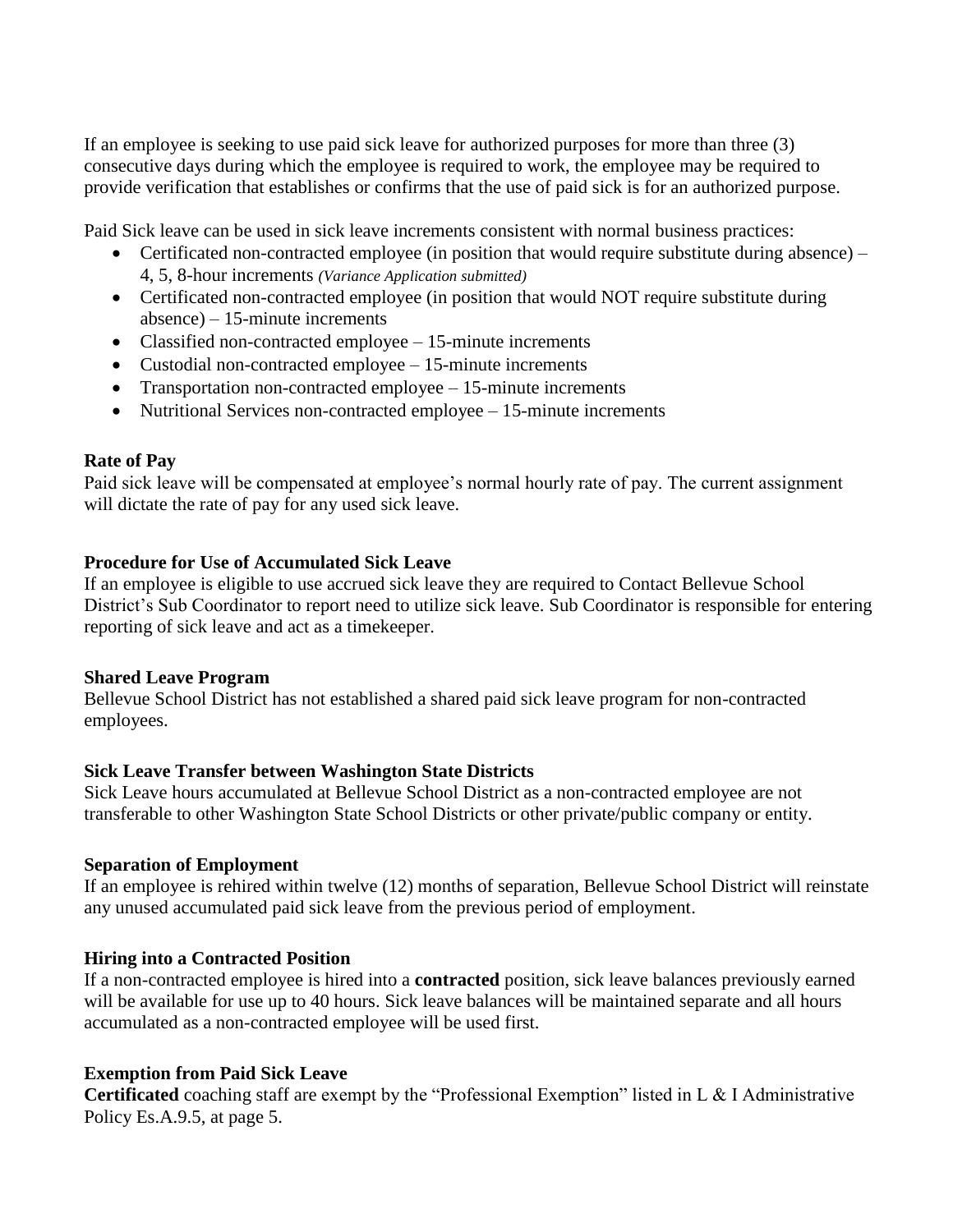If an employee is seeking to use paid sick leave for authorized purposes for more than three (3) consecutive days during which the employee is required to work, the employee may be required to provide verification that establishes or confirms that the use of paid sick is for an authorized purpose.

Paid Sick leave can be used in sick leave increments consistent with normal business practices:

- Certificated non-contracted employee (in position that would require substitute during absence) – 4, 5, 8-hour increments *(Variance Application submitted)*
- Certificated non-contracted employee (in position that would NOT require substitute during absence) – 15-minute increments
- Classified non-contracted employee – 15-minute increments
- Custodial non-contracted employee – 15-minute increments
- Transportation non-contracted employee – 15-minute increments
- Nutritional Services non-contracted employee – 15-minute increments

**Rate of Pay**

Paid sick leave will be compensated at employee's normal hourly rate of pay. The current assignment will dictate the rate of pay for any used sick leave.

**Procedure for Use of Accumulated Sick Leave**

If an employee is eligible to use accrued sick leave they are required to Contact Bellevue School District's Sub Coordinator to report need to utilize sick leave. Sub Coordinator is responsible for entering reporting of sick leave and act as a timekeeper.

**Shared Leave Program**

Bellevue School District has not established a shared paid sick leave program for non-contracted employees.

**Sick Leave Transfer between Washington State Districts**

Sick Leave hours accumulated at Bellevue School District as a non-contracted employee are not transferable to other Washington State School Districts or other private/public company or entity.

**Separation of Employment**

If an employee is rehired within twelve (12) months of separation, Bellevue School District will reinstate any unused accumulated paid sick leave from the previous period of employment.

**Hiring into a Contracted Position**

If a non-contracted employee is hired into a **contracted** position, sick leave balances previously earned will be available for use up to 40 hours. Sick leave balances will be maintained separate and all hours accumulated as a non-contracted employee will be used first.

**Exemption from Paid Sick Leave**

**Certificated** coaching staff are exempt by the "Professional Exemption" listed in L & I Administrative Policy Es.A.9.5, at page 5.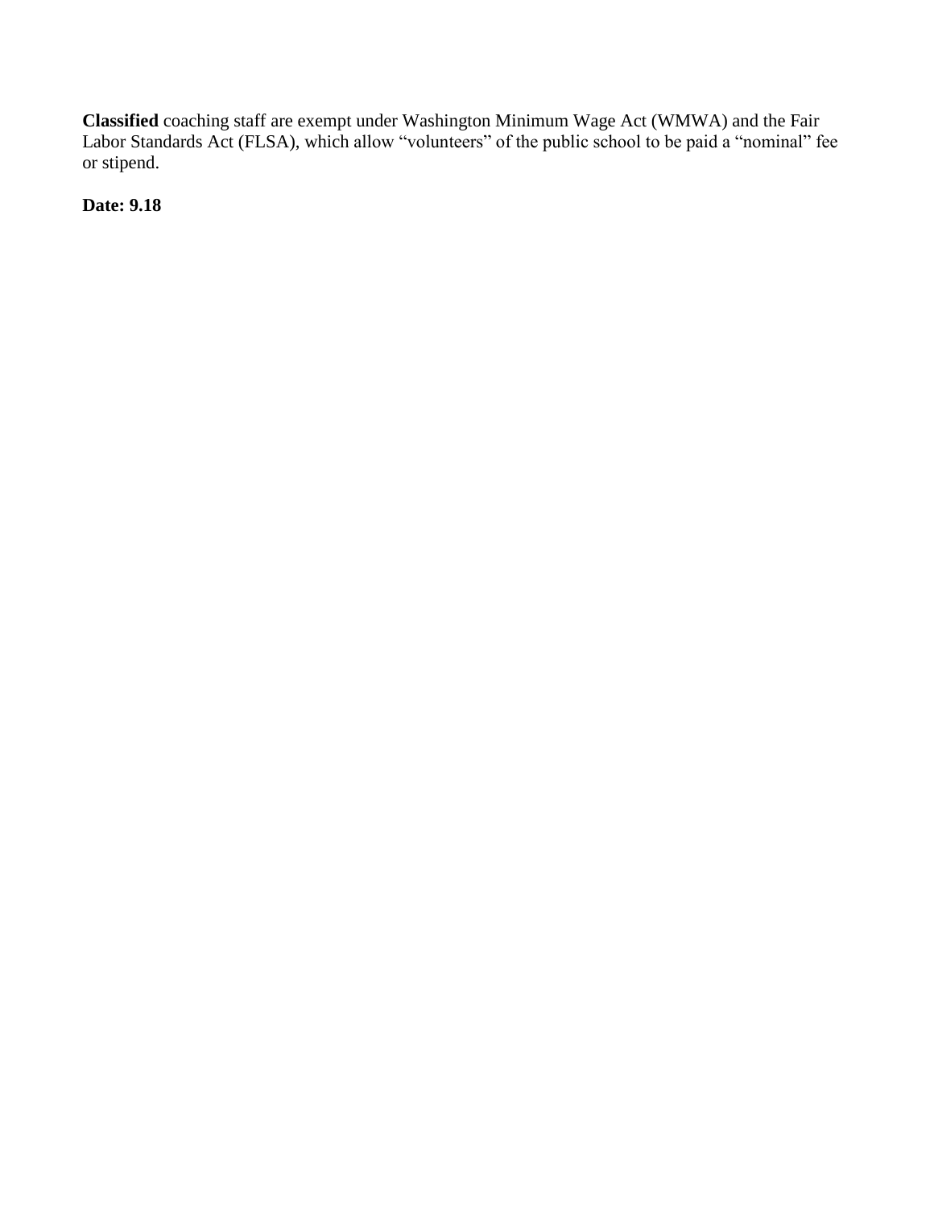**Classified** coaching staff are exempt under Washington Minimum Wage Act (WMWA) and the Fair Labor Standards Act (FLSA), which allow "volunteers" of the public school to be paid a "nominal" fee or stipend.

**Date: 9.18**